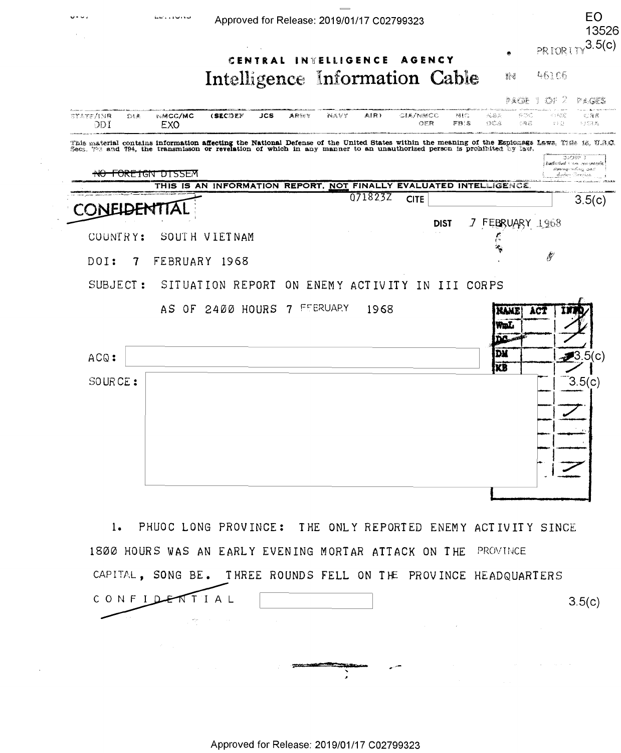EO 13526 3.5(c)

PRIORITY

CENTRAL INTELLIGENCE AGENCY

# Intelligence Information Cable

IN 46106

| STATE/INR | DIA | NMCC/MC | (SECDEF | JCS | ARMY | NAVY | AIR) | CIA/NMCC | NIC | NSA | SDO | ONE | CRS |
|---|---|---|---|---|---|---|---|---|---|---|---|---|---|
| DDI | | EXO | | | | | | OER | FBIS | DCS | IRS | FID | USIA |

This material contains information affecting the National Defense of the United States within the meaning of the Espionage Laws, Title 18, U.S.C. Secs. 793 and 794, the transmission or revelation of which in any manner to an unauthorized person is prohibited by law.

~~NO FOREIGN DISSEM~~

THIS IS AN INFORMATION REPORT, NOT FINALLY EVALUATED INTELLIGENCE.

~~CONFIDENTIAL~~ 071823Z CITE 3.5(c)

DIST 7 FEBRUARY 1968

COUNTRY: SOUTH VIETNAM

DOI: 7 FEBRUARY 1968

SUBJECT: SITUATION REPORT ON ENEMY ACTIVITY IN III CORPS AS OF 2400 HOURS 7 FEBRUARY 1968

ACQ:

SOURCE:

| NAME | ACT | INFO |
|---|---|---|
| WmL | | ✓ |
| ~~DC~~ | | ✓ |
| DM | | ✓ |
| KB | | ✓ |

3.5(c)

1. PHUOC LONG PROVINCE: THE ONLY REPORTED ENEMY ACTIVITY SINCE 1800 HOURS WAS AN EARLY EVENING MORTAR ATTACK ON THE PROVINCE CAPITAL, SONG BE. THREE ROUNDS FELL ON THE PROVINCE HEADQUARTERS

~~CONFIDENTIAL~~ 3.5(c)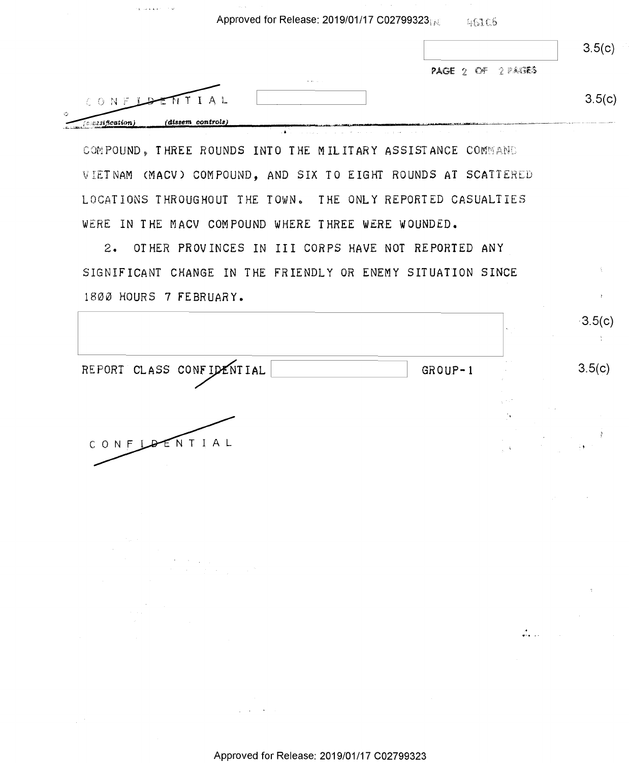CONFIDENTIAL

(classification) (dissem controls)

COMPOUND, THREE ROUNDS INTO THE MILITARY ASSISTANCE COMMAND VIETNAM (MACV) COMPOUND, AND SIX TO EIGHT ROUNDS AT SCATTERED LOCATIONS THROUGHOUT THE TOWN. THE ONLY REPORTED CASUALTIES WERE IN THE MACV COMPOUND WHERE THREE WERE WOUNDED.

2. OTHER PROVINCES IN III CORPS HAVE NOT REPORTED ANY SIGNIFICANT CHANGE IN THE FRIENDLY OR ENEMY SITUATION SINCE 1800 HOURS 7 FEBRUARY.

REPORT CLASS CONFIDENTIAL GROUP-1

CONFIDENTIAL